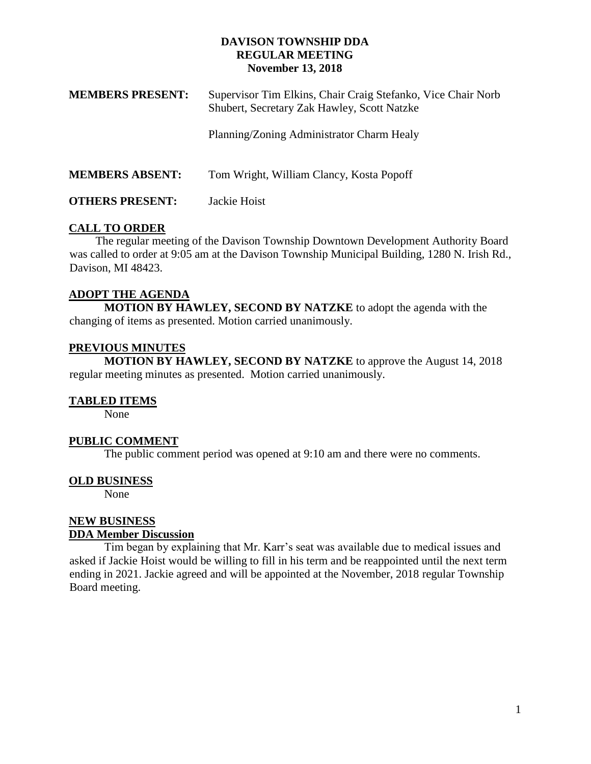# DAVISON TOWNSHIP DDA
## REGULAR MEETING
### November 13, 2018

**MEMBERS PRESENT:** Supervisor Tim Elkins, Chair Craig Stefanko, Vice Chair Norb Shubert, Secretary Zak Hawley, Scott Natzke

Planning/Zoning Administrator Charm Healy

**MEMBERS ABSENT:** Tom Wright, William Clancy, Kosta Popoff

**OTHERS PRESENT:** Jackie Hoist

## CALL TO ORDER

The regular meeting of the Davison Township Downtown Development Authority Board was called to order at 9:05 am at the Davison Township Municipal Building, 1280 N. Irish Rd., Davison, MI 48423.

## ADOPT THE AGENDA

**MOTION BY HAWLEY, SECOND BY NATZKE** to adopt the agenda with the changing of items as presented. Motion carried unanimously.

## PREVIOUS MINUTES

**MOTION BY HAWLEY, SECOND BY NATZKE** to approve the August 14, 2018 regular meeting minutes as presented. Motion carried unanimously.

## TABLED ITEMS

None

## PUBLIC COMMENT

The public comment period was opened at 9:10 am and there were no comments.

## OLD BUSINESS

None

## NEW BUSINESS

### DDA Member Discussion

Tim began by explaining that Mr. Karr's seat was available due to medical issues and asked if Jackie Hoist would be willing to fill in his term and be reappointed until the next term ending in 2021. Jackie agreed and will be appointed at the November, 2018 regular Township Board meeting.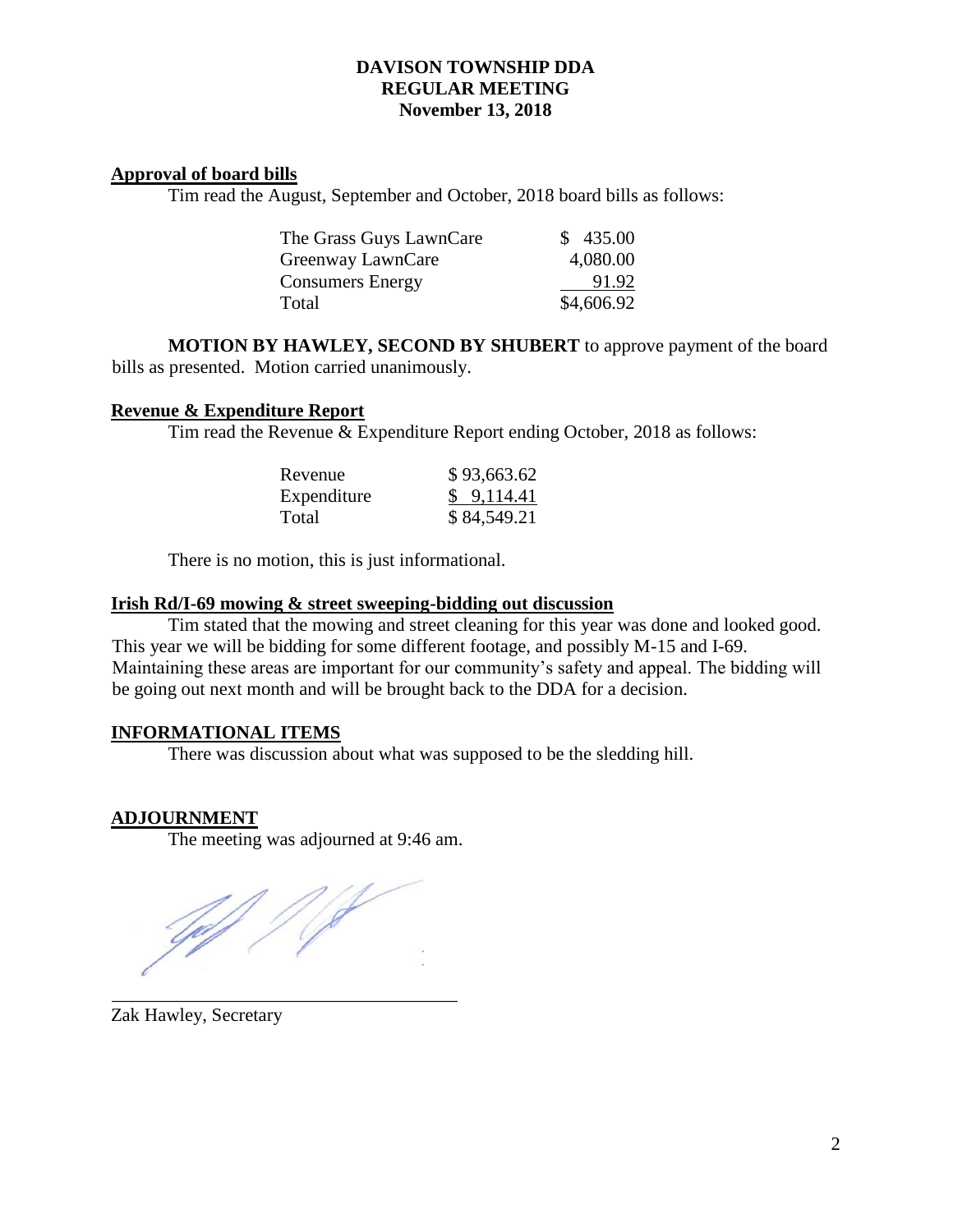**DAVISON TOWNSHIP DDA**
**REGULAR MEETING**
**November 13, 2018**

**Approval of board bills**

Tim read the August, September and October, 2018 board bills as follows:

| | |
|---|---|
| The Grass Guys LawnCare | $ 435.00 |
| Greenway LawnCare | 4,080.00 |
| Consumers Energy | 91.92 |
| Total | $4,606.92 |

**MOTION BY HAWLEY, SECOND BY SHUBERT** to approve payment of the board bills as presented. Motion carried unanimously.

**Revenue & Expenditure Report**

Tim read the Revenue & Expenditure Report ending October, 2018 as follows:

| | |
|---|---|
| Revenue | $ 93,663.62 |
| Expenditure | $ 9,114.41 |
| Total | $ 84,549.21 |

There is no motion, this is just informational.

**Irish Rd/I-69 mowing & street sweeping-bidding out discussion**

Tim stated that the mowing and street cleaning for this year was done and looked good. This year we will be bidding for some different footage, and possibly M-15 and I-69. Maintaining these areas are important for our community's safety and appeal. The bidding will be going out next month and will be brought back to the DDA for a decision.

**INFORMATIONAL ITEMS**

There was discussion about what was supposed to be the sledding hill.

**ADJOURNMENT**

The meeting was adjourned at 9:46 am.

\_\_\_\_\_\_\_\_\_\_\_\_\_\_\_\_\_\_\_\_\_\_\_\_\_\_\_\_\_\_\_\_\_\_\_\_

Zak Hawley, Secretary